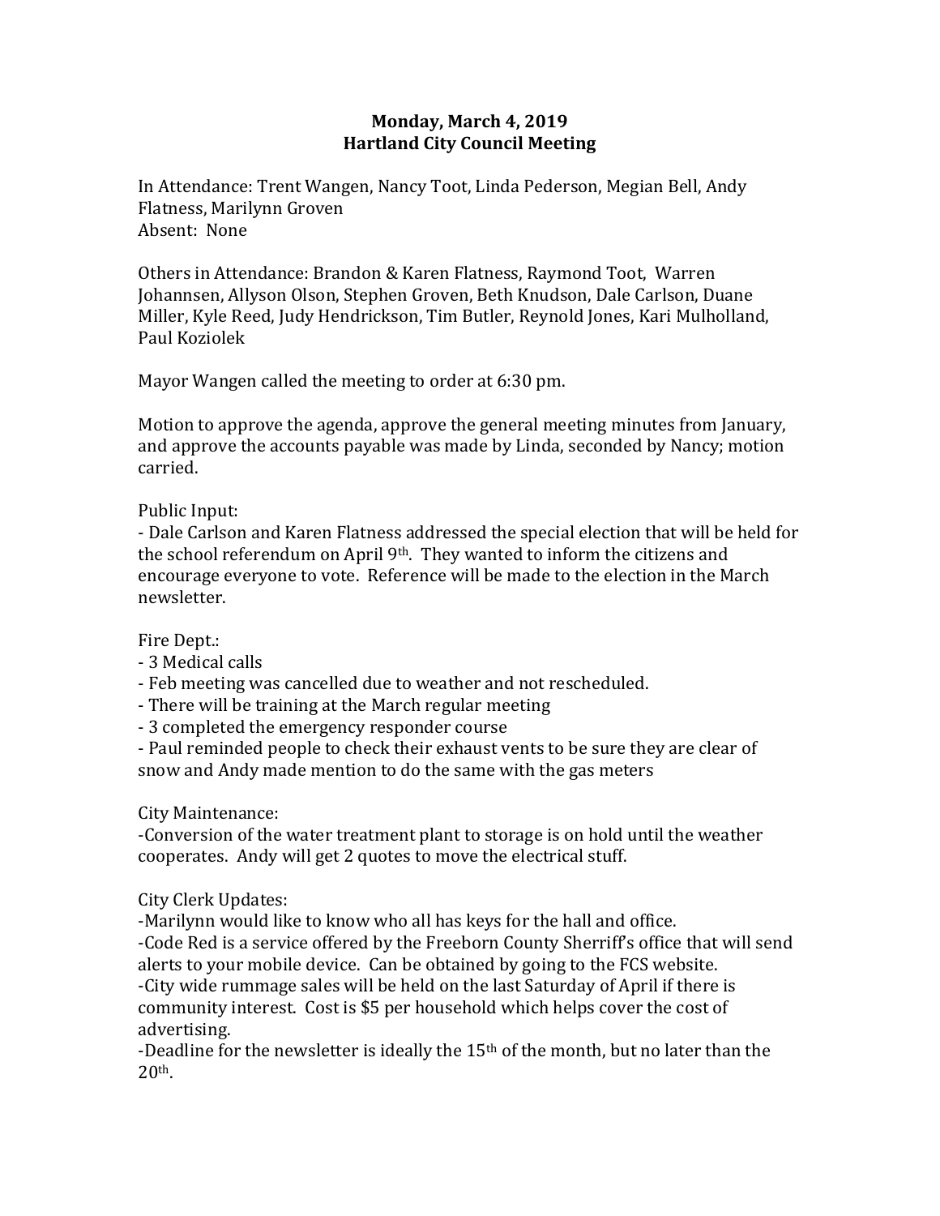**Monday, March 4, 2019**
**Hartland City Council Meeting**

In Attendance: Trent Wangen, Nancy Toot, Linda Pederson, Megian Bell, Andy Flatness, Marilynn Groven
Absent: None

Others in Attendance: Brandon & Karen Flatness, Raymond Toot, Warren Johannsen, Allyson Olson, Stephen Groven, Beth Knudson, Dale Carlson, Duane Miller, Kyle Reed, Judy Hendrickson, Tim Butler, Reynold Jones, Kari Mulholland, Paul Koziolek

Mayor Wangen called the meeting to order at 6:30 pm.

Motion to approve the agenda, approve the general meeting minutes from January, and approve the accounts payable was made by Linda, seconded by Nancy; motion carried.

Public Input:
- Dale Carlson and Karen Flatness addressed the special election that will be held for the school referendum on April 9th. They wanted to inform the citizens and encourage everyone to vote. Reference will be made to the election in the March newsletter.

Fire Dept.:
- 3 Medical calls
- Feb meeting was cancelled due to weather and not rescheduled.
- There will be training at the March regular meeting
- 3 completed the emergency responder course
- Paul reminded people to check their exhaust vents to be sure they are clear of snow and Andy made mention to do the same with the gas meters

City Maintenance:
-Conversion of the water treatment plant to storage is on hold until the weather cooperates. Andy will get 2 quotes to move the electrical stuff.

City Clerk Updates:
-Marilynn would like to know who all has keys for the hall and office.
-Code Red is a service offered by the Freeborn County Sherriff's office that will send alerts to your mobile device. Can be obtained by going to the FCS website.
-City wide rummage sales will be held on the last Saturday of April if there is community interest. Cost is $5 per household which helps cover the cost of advertising.
-Deadline for the newsletter is ideally the 15th of the month, but no later than the 20th.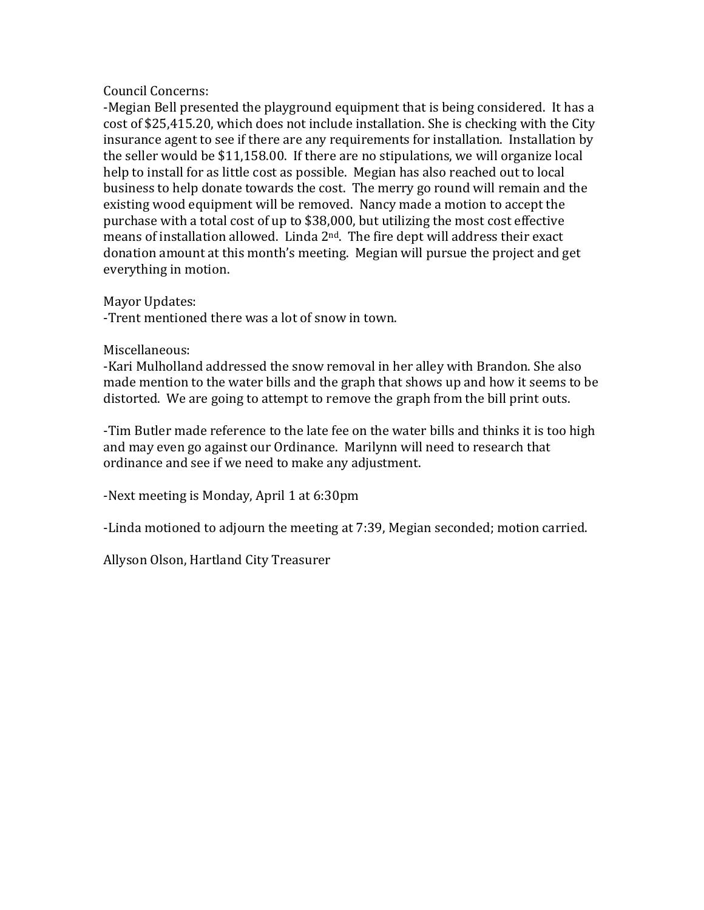Council Concerns:

-Megian Bell presented the playground equipment that is being considered. It has a cost of $25,415.20, which does not include installation. She is checking with the City insurance agent to see if there are any requirements for installation. Installation by the seller would be $11,158.00. If there are no stipulations, we will organize local help to install for as little cost as possible. Megian has also reached out to local business to help donate towards the cost. The merry go round will remain and the existing wood equipment will be removed. Nancy made a motion to accept the purchase with a total cost of up to $38,000, but utilizing the most cost effective means of installation allowed. Linda 2nd. The fire dept will address their exact donation amount at this month's meeting. Megian will pursue the project and get everything in motion.

Mayor Updates:

-Trent mentioned there was a lot of snow in town.

Miscellaneous:

-Kari Mulholland addressed the snow removal in her alley with Brandon. She also made mention to the water bills and the graph that shows up and how it seems to be distorted. We are going to attempt to remove the graph from the bill print outs.

-Tim Butler made reference to the late fee on the water bills and thinks it is too high and may even go against our Ordinance. Marilynn will need to research that ordinance and see if we need to make any adjustment.

-Next meeting is Monday, April 1 at 6:30pm

-Linda motioned to adjourn the meeting at 7:39, Megian seconded; motion carried.

Allyson Olson, Hartland City Treasurer